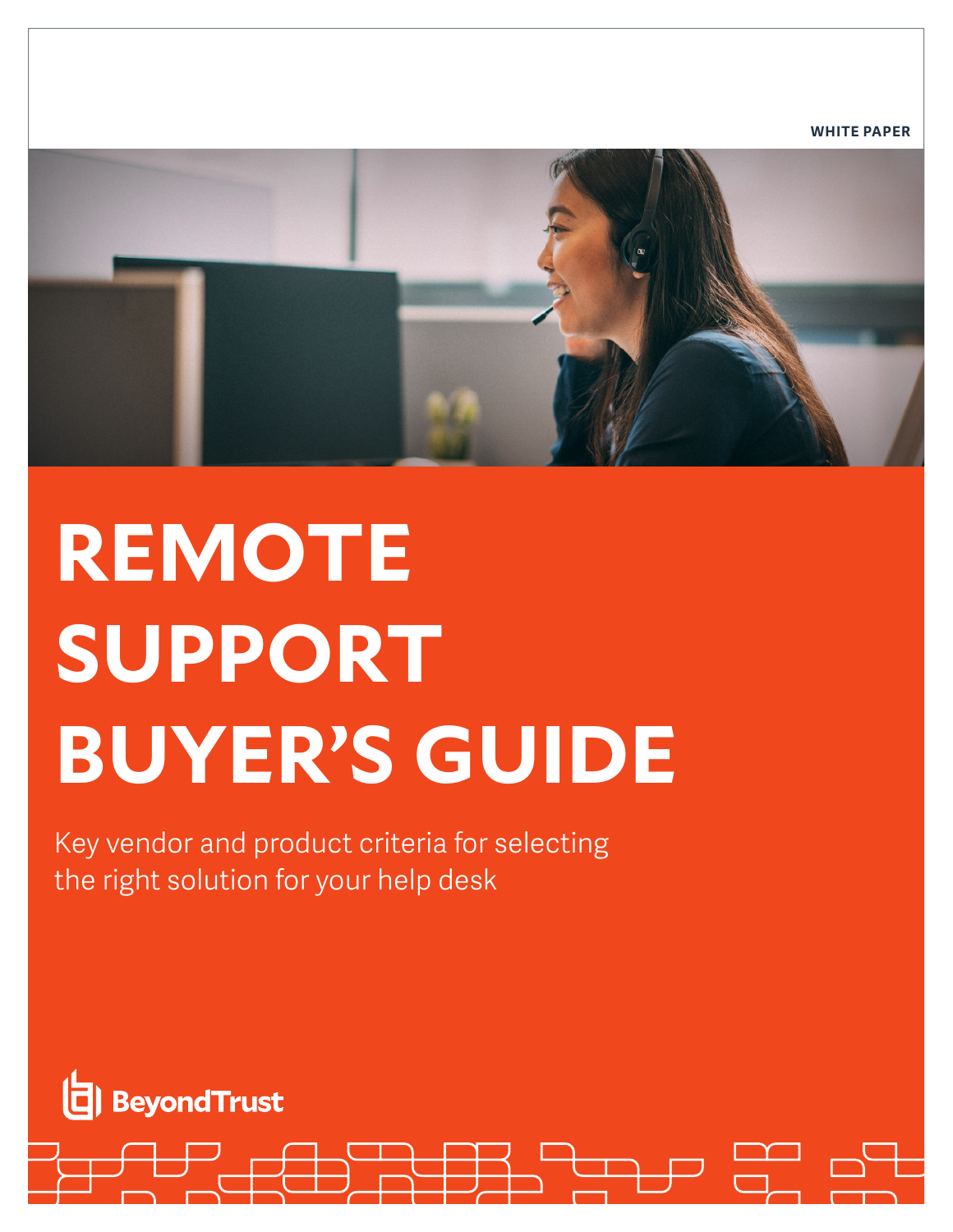WHITE PAPER

# REMOTE SUPPORT BUYER'S GUIDE

Key vendor and product criteria for selecting the right solution for your help desk

BeyondTrust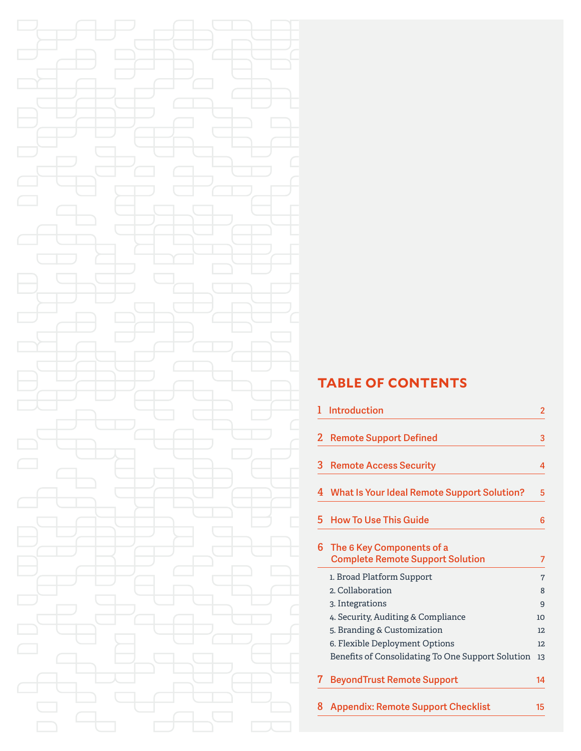# TABLE OF CONTENTS

| | | |
|---|---|---|
| 1 | Introduction | 2 |
| 2 | Remote Support Defined | 3 |
| 3 | Remote Access Security | 4 |
| 4 | What Is Your Ideal Remote Support Solution? | 5 |
| 5 | How To Use This Guide | 6 |
| 6 | The 6 Key Components of a Complete Remote Support Solution | 7 |
| | 1. Broad Platform Support | 7 |
| | 2. Collaboration | 8 |
| | 3. Integrations | 9 |
| | 4. Security, Auditing & Compliance | 10 |
| | 5. Branding & Customization | 12 |
| | 6. Flexible Deployment Options | 12 |
| | Benefits of Consolidating To One Support Solution | 13 |
| 7 | BeyondTrust Remote Support | 14 |
| 8 | Appendix: Remote Support Checklist | 15 |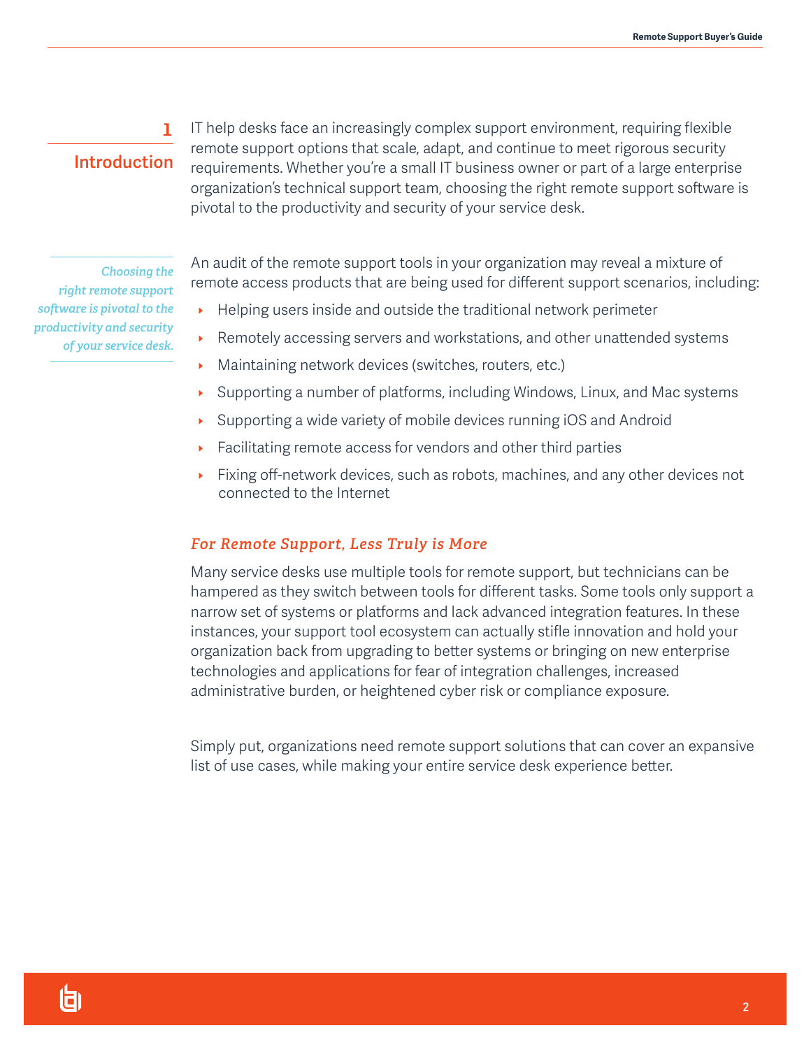## 1 Introduction

IT help desks face an increasingly complex support environment, requiring flexible remote support options that scale, adapt, and continue to meet rigorous security requirements. Whether you're a small IT business owner or part of a large enterprise organization's technical support team, choosing the right remote support software is pivotal to the productivity and security of your service desk.

*Choosing the right remote support software is pivotal to the productivity and security of your service desk.*

An audit of the remote support tools in your organization may reveal a mixture of remote access products that are being used for different support scenarios, including:

- Helping users inside and outside the traditional network perimeter
- Remotely accessing servers and workstations, and other unattended systems
- Maintaining network devices (switches, routers, etc.)
- Supporting a number of platforms, including Windows, Linux, and Mac systems
- Supporting a wide variety of mobile devices running iOS and Android
- Facilitating remote access for vendors and other third parties
- Fixing off-network devices, such as robots, machines, and any other devices not connected to the Internet

### *For Remote Support, Less Truly is More*

Many service desks use multiple tools for remote support, but technicians can be hampered as they switch between tools for different tasks. Some tools only support a narrow set of systems or platforms and lack advanced integration features. In these instances, your support tool ecosystem can actually stifle innovation and hold your organization back from upgrading to better systems or bringing on new enterprise technologies and applications for fear of integration challenges, increased administrative burden, or heightened cyber risk or compliance exposure.

Simply put, organizations need remote support solutions that can cover an expansive list of use cases, while making your entire service desk experience better.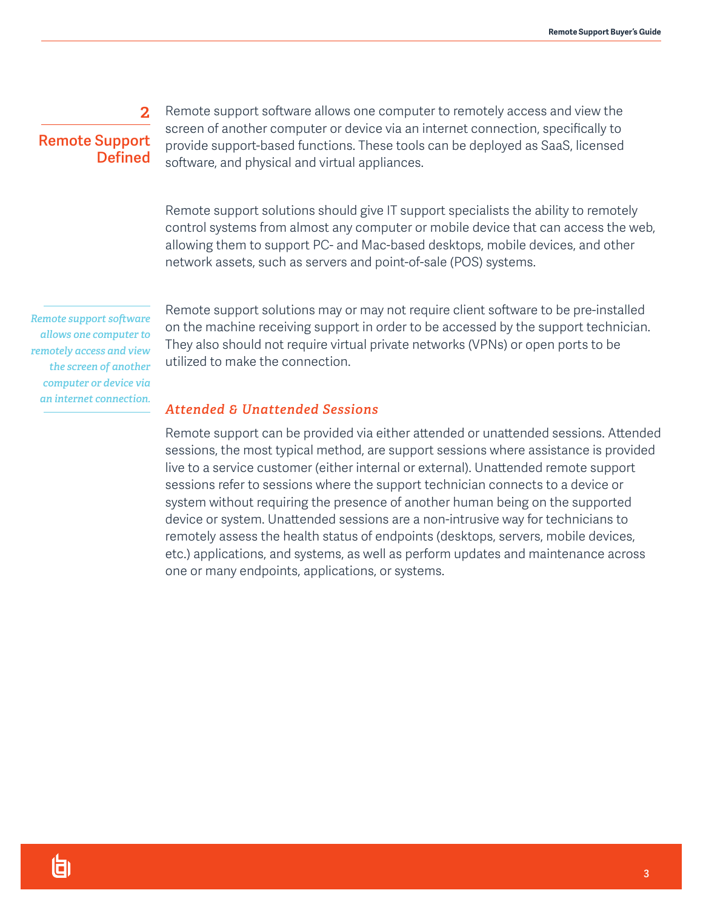## 2 Remote Support Defined

Remote support software allows one computer to remotely access and view the screen of another computer or device via an internet connection, specifically to provide support-based functions. These tools can be deployed as SaaS, licensed software, and physical and virtual appliances.

Remote support solutions should give IT support specialists the ability to remotely control systems from almost any computer or mobile device that can access the web, allowing them to support PC- and Mac-based desktops, mobile devices, and other network assets, such as servers and point-of-sale (POS) systems.

*Remote support software allows one computer to remotely access and view the screen of another computer or device via an internet connection.*

Remote support solutions may or may not require client software to be pre-installed on the machine receiving support in order to be accessed by the support technician. They also should not require virtual private networks (VPNs) or open ports to be utilized to make the connection.

### *Attended & Unattended Sessions*

Remote support can be provided via either attended or unattended sessions. Attended sessions, the most typical method, are support sessions where assistance is provided live to a service customer (either internal or external). Unattended remote support sessions refer to sessions where the support technician connects to a device or system without requiring the presence of another human being on the supported device or system. Unattended sessions are a non-intrusive way for technicians to remotely assess the health status of endpoints (desktops, servers, mobile devices, etc.) applications, and systems, as well as perform updates and maintenance across one or many endpoints, applications, or systems.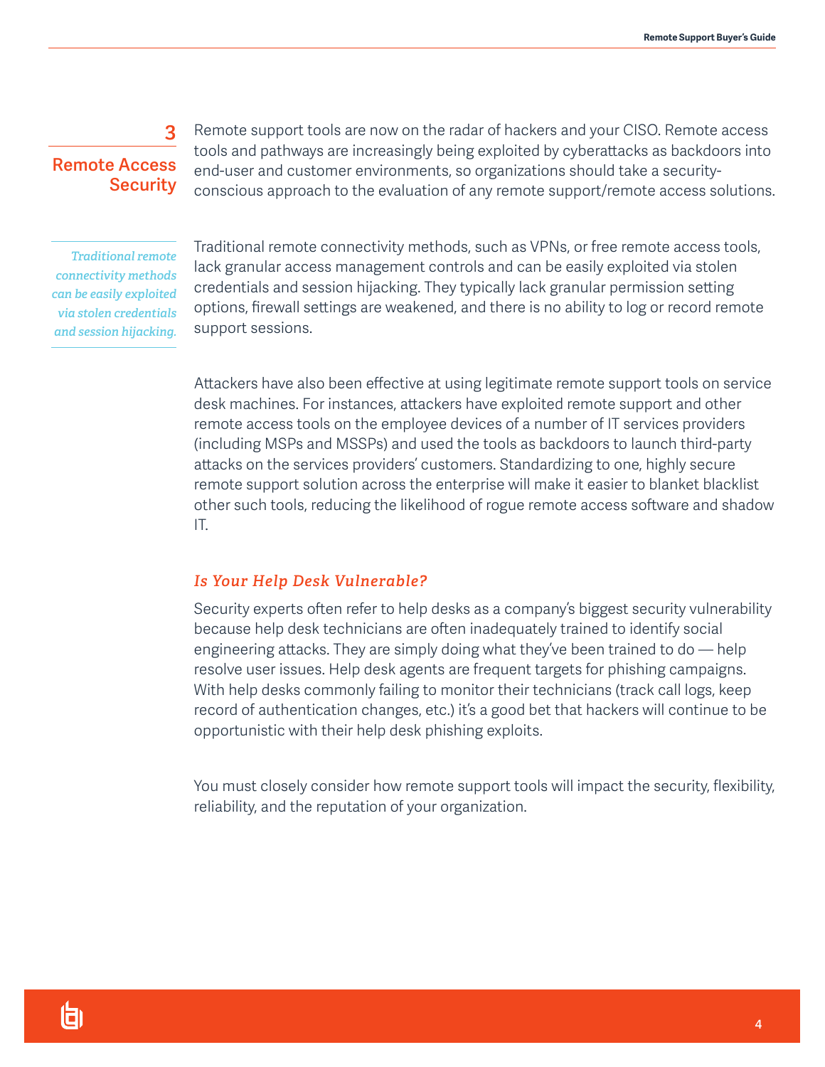## 3 Remote Access Security

Remote support tools are now on the radar of hackers and your CISO. Remote access tools and pathways are increasingly being exploited by cyberattacks as backdoors into end-user and customer environments, so organizations should take a security-conscious approach to the evaluation of any remote support/remote access solutions.

*Traditional remote connectivity methods can be easily exploited via stolen credentials and session hijacking.*

Traditional remote connectivity methods, such as VPNs, or free remote access tools, lack granular access management controls and can be easily exploited via stolen credentials and session hijacking. They typically lack granular permission setting options, firewall settings are weakened, and there is no ability to log or record remote support sessions.

Attackers have also been effective at using legitimate remote support tools on service desk machines. For instances, attackers have exploited remote support and other remote access tools on the employee devices of a number of IT services providers (including MSPs and MSSPs) and used the tools as backdoors to launch third-party attacks on the services providers' customers. Standardizing to one, highly secure remote support solution across the enterprise will make it easier to blanket blacklist other such tools, reducing the likelihood of rogue remote access software and shadow IT.

### *Is Your Help Desk Vulnerable?*

Security experts often refer to help desks as a company's biggest security vulnerability because help desk technicians are often inadequately trained to identify social engineering attacks. They are simply doing what they've been trained to do — help resolve user issues. Help desk agents are frequent targets for phishing campaigns. With help desks commonly failing to monitor their technicians (track call logs, keep record of authentication changes, etc.) it's a good bet that hackers will continue to be opportunistic with their help desk phishing exploits.

You must closely consider how remote support tools will impact the security, flexibility, reliability, and the reputation of your organization.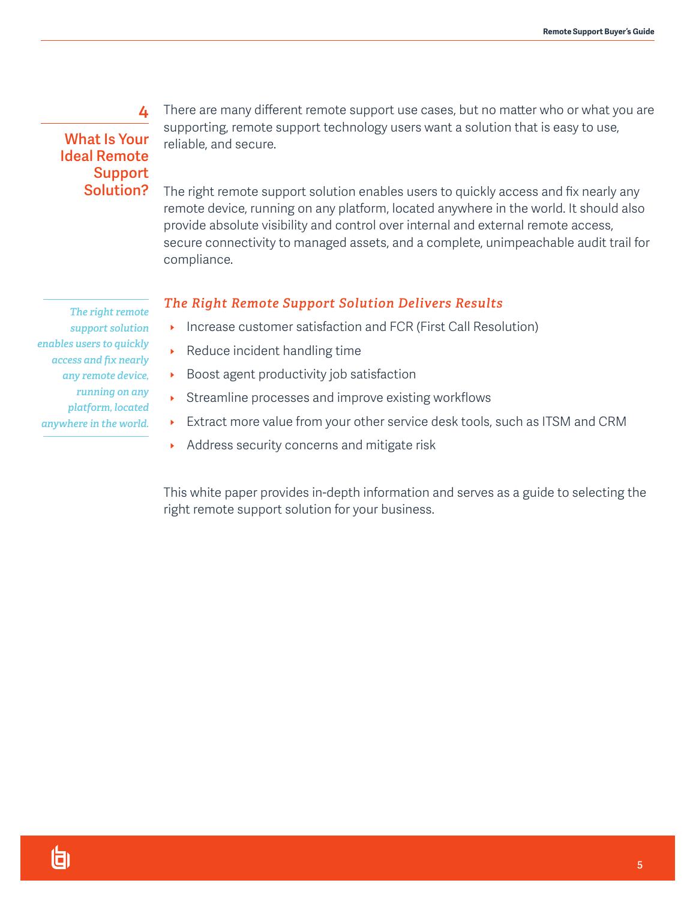## 4 What Is Your Ideal Remote Support Solution?

There are many different remote support use cases, but no matter who or what you are supporting, remote support technology users want a solution that is easy to use, reliable, and secure.

The right remote support solution enables users to quickly access and fix nearly any remote device, running on any platform, located anywhere in the world. It should also provide absolute visibility and control over internal and external remote access, secure connectivity to managed assets, and a complete, unimpeachable audit trail for compliance.

*The right remote support solution enables users to quickly access and fix nearly any remote device, running on any platform, located anywhere in the world.*

### *The Right Remote Support Solution Delivers Results*

- Increase customer satisfaction and FCR (First Call Resolution)
- Reduce incident handling time
- Boost agent productivity job satisfaction
- Streamline processes and improve existing workflows
- Extract more value from your other service desk tools, such as ITSM and CRM
- Address security concerns and mitigate risk

This white paper provides in-depth information and serves as a guide to selecting the right remote support solution for your business.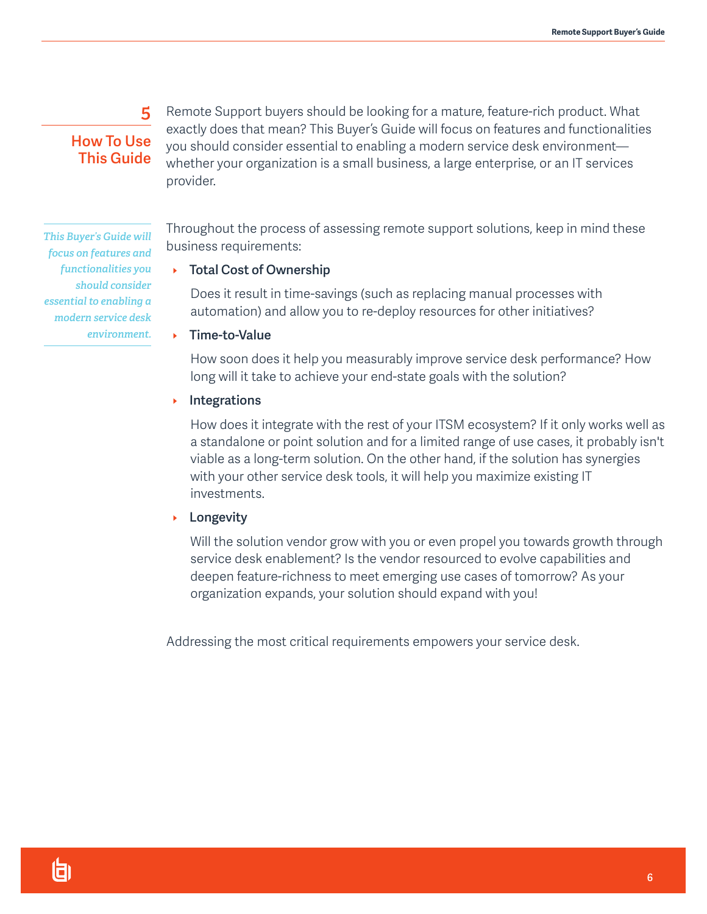## 5 How To Use This Guide

Remote Support buyers should be looking for a mature, feature-rich product. What exactly does that mean? This Buyer's Guide will focus on features and functionalities you should consider essential to enabling a modern service desk environment—whether your organization is a small business, a large enterprise, or an IT services provider.

*This Buyer's Guide will focus on features and functionalities you should consider essential to enabling a modern service desk environment.*

Throughout the process of assessing remote support solutions, keep in mind these business requirements:

- **Total Cost of Ownership**

  Does it result in time-savings (such as replacing manual processes with automation) and allow you to re-deploy resources for other initiatives?

- **Time-to-Value**

  How soon does it help you measurably improve service desk performance? How long will it take to achieve your end-state goals with the solution?

- **Integrations**

  How does it integrate with the rest of your ITSM ecosystem? If it only works well as a standalone or point solution and for a limited range of use cases, it probably isn't viable as a long-term solution. On the other hand, if the solution has synergies with your other service desk tools, it will help you maximize existing IT investments.

- **Longevity**

  Will the solution vendor grow with you or even propel you towards growth through service desk enablement? Is the vendor resourced to evolve capabilities and deepen feature-richness to meet emerging use cases of tomorrow? As your organization expands, your solution should expand with you!

Addressing the most critical requirements empowers your service desk.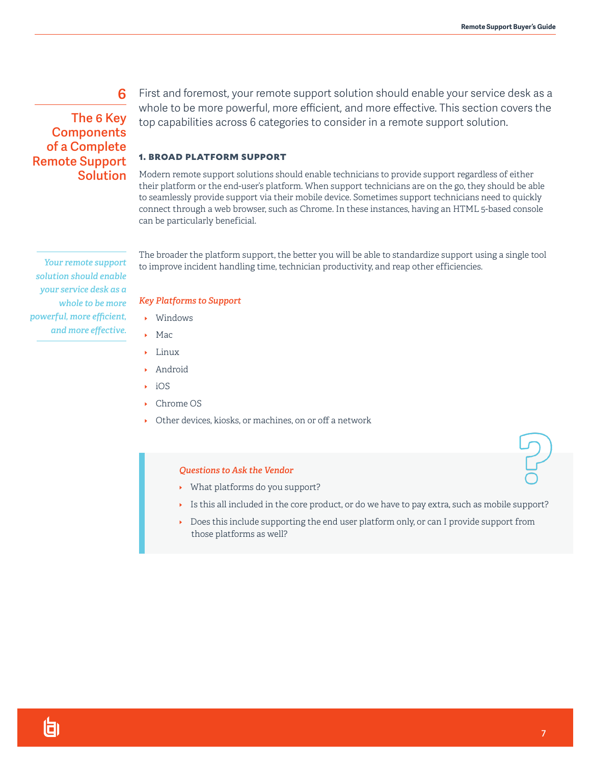# 6 The 6 Key Components of a Complete Remote Support Solution

First and foremost, your remote support solution should enable your service desk as a whole to be more powerful, more efficient, and more effective. This section covers the top capabilities across 6 categories to consider in a remote support solution.

## 1. BROAD PLATFORM SUPPORT

Modern remote support solutions should enable technicians to provide support regardless of either their platform or the end-user's platform. When support technicians are on the go, they should be able to seamlessly provide support via their mobile device. Sometimes support technicians need to quickly connect through a web browser, such as Chrome. In these instances, having an HTML 5-based console can be particularly beneficial.

*Your remote support solution should enable your service desk as a whole to be more powerful, more efficient, and more effective.*

The broader the platform support, the better you will be able to standardize support using a single tool to improve incident handling time, technician productivity, and reap other efficiencies.

*Key Platforms to Support*

- Windows
- Mac
- Linux
- Android
- iOS
- Chrome OS
- Other devices, kiosks, or machines, on or off a network

*Questions to Ask the Vendor*

- What platforms do you support?
- Is this all included in the core product, or do we have to pay extra, such as mobile support?
- Does this include supporting the end user platform only, or can I provide support from those platforms as well?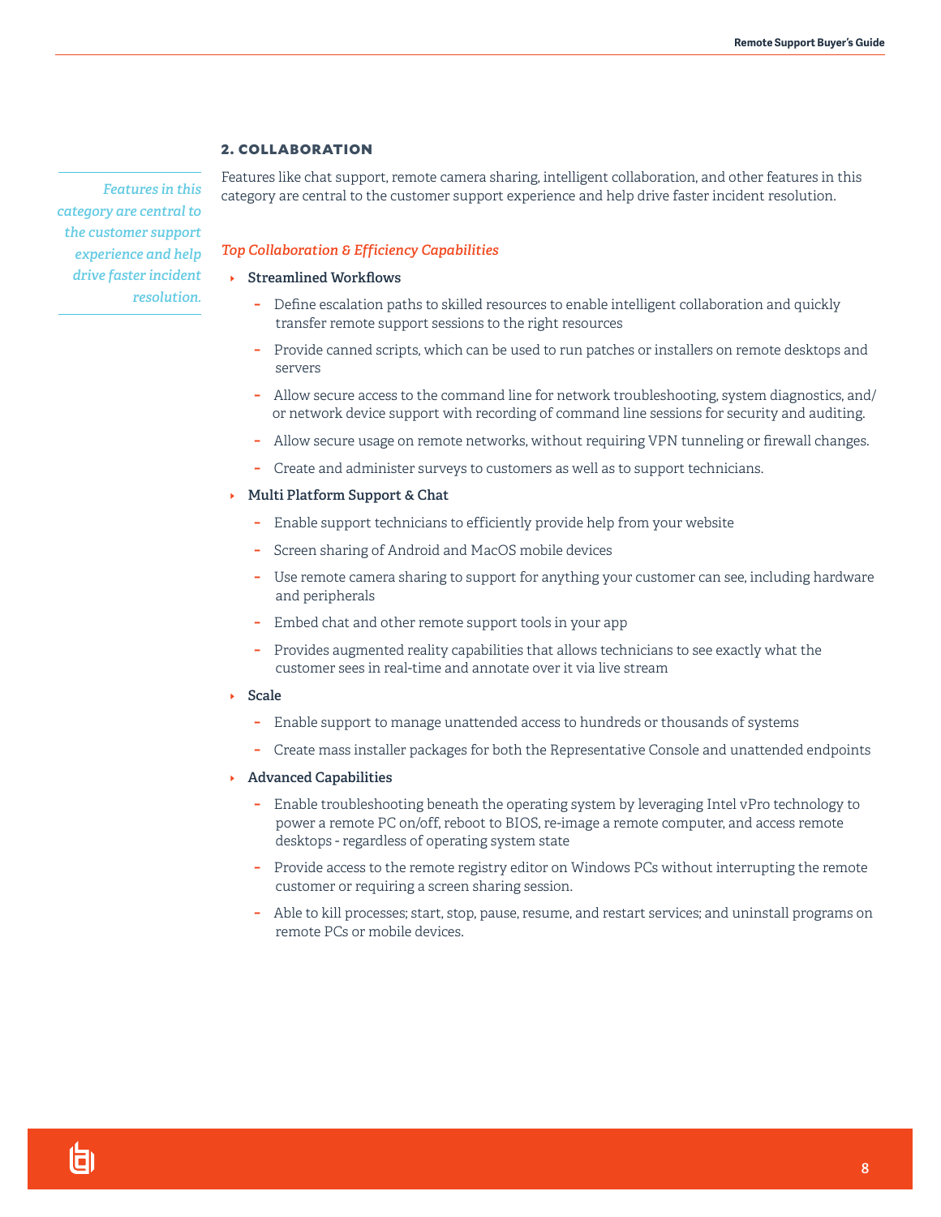## 2. COLLABORATION

*Features in this category are central to the customer support experience and help drive faster incident resolution.*

Features like chat support, remote camera sharing, intelligent collaboration, and other features in this category are central to the customer support experience and help drive faster incident resolution.

*Top Collaboration & Efficiency Capabilities*

- **Streamlined Workflows**
  - Define escalation paths to skilled resources to enable intelligent collaboration and quickly transfer remote support sessions to the right resources
  - Provide canned scripts, which can be used to run patches or installers on remote desktops and servers
  - Allow secure access to the command line for network troubleshooting, system diagnostics, and/or network device support with recording of command line sessions for security and auditing.
  - Allow secure usage on remote networks, without requiring VPN tunneling or firewall changes.
  - Create and administer surveys to customers as well as to support technicians.
- **Multi Platform Support & Chat**
  - Enable support technicians to efficiently provide help from your website
  - Screen sharing of Android and MacOS mobile devices
  - Use remote camera sharing to support for anything your customer can see, including hardware and peripherals
  - Embed chat and other remote support tools in your app
  - Provides augmented reality capabilities that allows technicians to see exactly what the customer sees in real-time and annotate over it via live stream
- **Scale**
  - Enable support to manage unattended access to hundreds or thousands of systems
  - Create mass installer packages for both the Representative Console and unattended endpoints
- **Advanced Capabilities**
  - Enable troubleshooting beneath the operating system by leveraging Intel vPro technology to power a remote PC on/off, reboot to BIOS, re-image a remote computer, and access remote desktops - regardless of operating system state
  - Provide access to the remote registry editor on Windows PCs without interrupting the remote customer or requiring a screen sharing session.
  - Able to kill processes; start, stop, pause, resume, and restart services; and uninstall programs on remote PCs or mobile devices.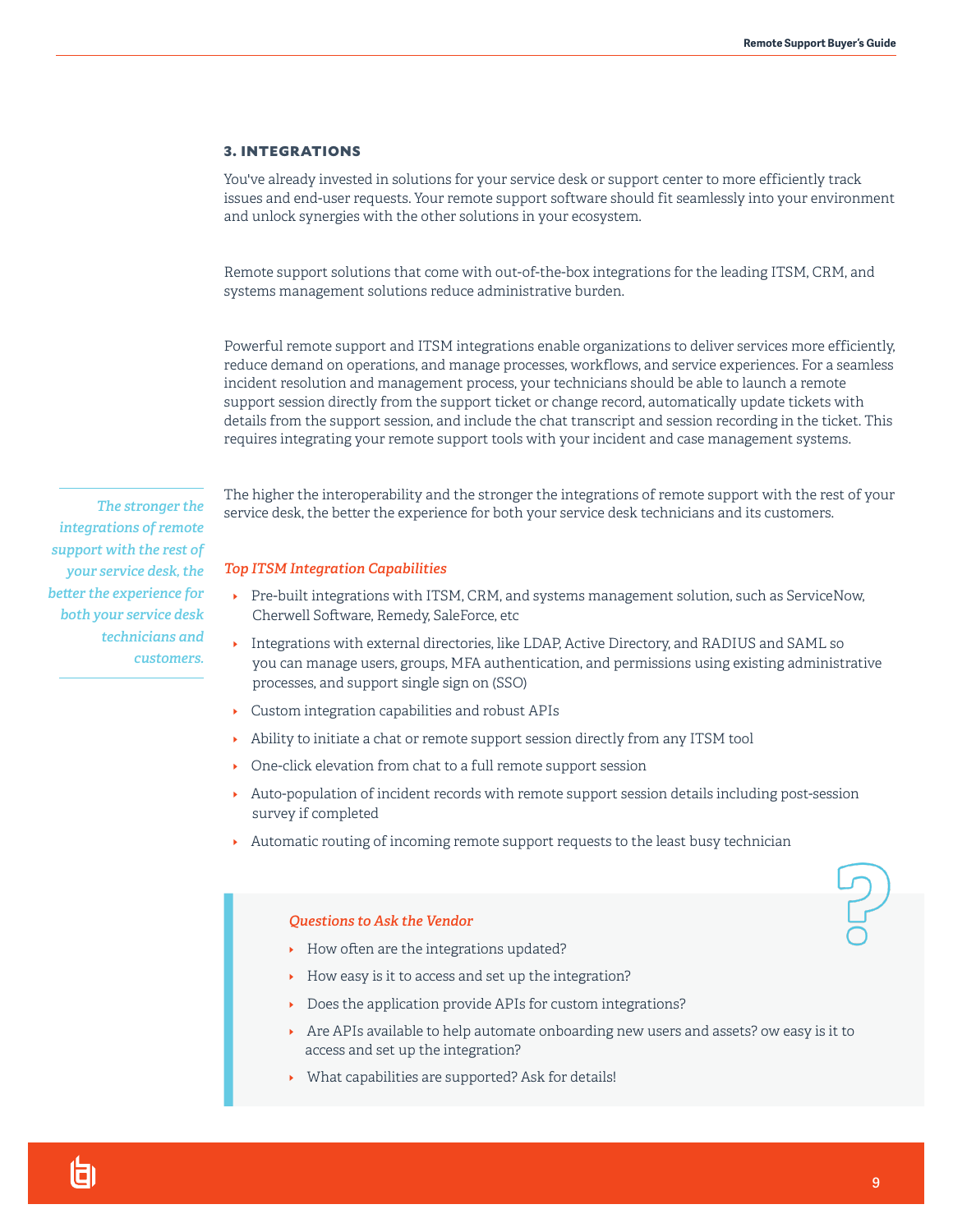### 3. INTEGRATIONS

You've already invested in solutions for your service desk or support center to more efficiently track issues and end-user requests. Your remote support software should fit seamlessly into your environment and unlock synergies with the other solutions in your ecosystem.

Remote support solutions that come with out-of-the-box integrations for the leading ITSM, CRM, and systems management solutions reduce administrative burden.

Powerful remote support and ITSM integrations enable organizations to deliver services more efficiently, reduce demand on operations, and manage processes, workflows, and service experiences. For a seamless incident resolution and management process, your technicians should be able to launch a remote support session directly from the support ticket or change record, automatically update tickets with details from the support session, and include the chat transcript and session recording in the ticket. This requires integrating your remote support tools with your incident and case management systems.

The higher the interoperability and the stronger the integrations of remote support with the rest of your service desk, the better the experience for both your service desk technicians and its customers.

*The stronger the integrations of remote support with the rest of your service desk, the better the experience for both your service desk technicians and customers.*

*Top ITSM Integration Capabilities*

- Pre-built integrations with ITSM, CRM, and systems management solution, such as ServiceNow, Cherwell Software, Remedy, SaleForce, etc
- Integrations with external directories, like LDAP, Active Directory, and RADIUS and SAML so you can manage users, groups, MFA authentication, and permissions using existing administrative processes, and support single sign on (SSO)
- Custom integration capabilities and robust APIs
- Ability to initiate a chat or remote support session directly from any ITSM tool
- One-click elevation from chat to a full remote support session
- Auto-population of incident records with remote support session details including post-session survey if completed
- Automatic routing of incoming remote support requests to the least busy technician

*Questions to Ask the Vendor*

- How often are the integrations updated?
- How easy is it to access and set up the integration?
- Does the application provide APIs for custom integrations?
- Are APIs available to help automate onboarding new users and assets? ow easy is it to access and set up the integration?
- What capabilities are supported? Ask for details!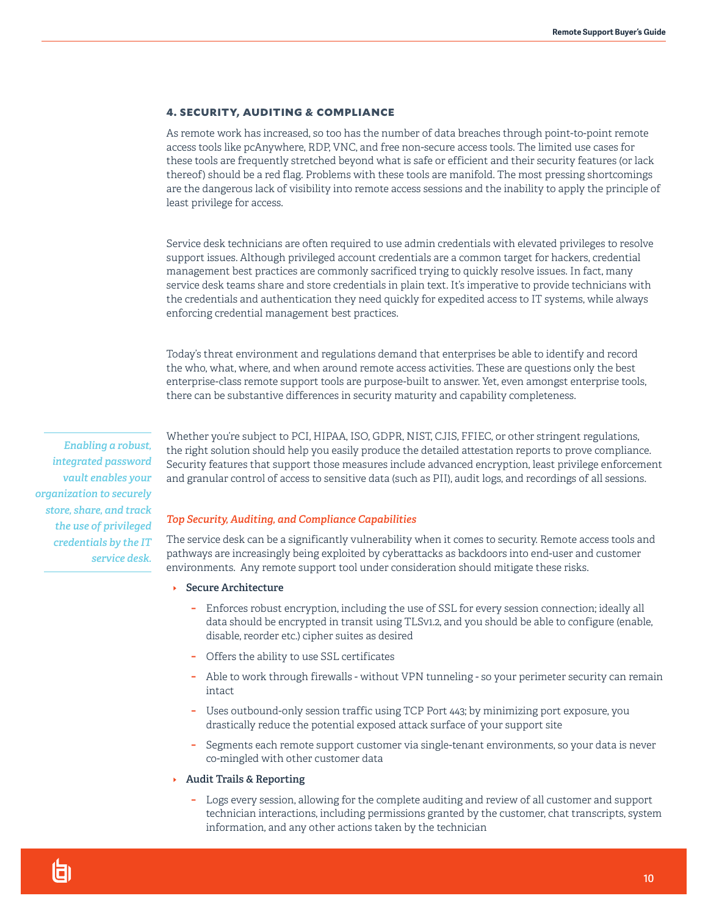## 4. SECURITY, AUDITING & COMPLIANCE

As remote work has increased, so too has the number of data breaches through point-to-point remote access tools like pcAnywhere, RDP, VNC, and free non-secure access tools. The limited use cases for these tools are frequently stretched beyond what is safe or efficient and their security features (or lack thereof) should be a red flag. Problems with these tools are manifold. The most pressing shortcomings are the dangerous lack of visibility into remote access sessions and the inability to apply the principle of least privilege for access.

Service desk technicians are often required to use admin credentials with elevated privileges to resolve support issues. Although privileged account credentials are a common target for hackers, credential management best practices are commonly sacrificed trying to quickly resolve issues. In fact, many service desk teams share and store credentials in plain text. It's imperative to provide technicians with the credentials and authentication they need quickly for expedited access to IT systems, while always enforcing credential management best practices.

Today's threat environment and regulations demand that enterprises be able to identify and record the who, what, where, and when around remote access activities. These are questions only the best enterprise-class remote support tools are purpose-built to answer. Yet, even amongst enterprise tools, there can be substantive differences in security maturity and capability completeness.

*Enabling a robust, integrated password vault enables your organization to securely store, share, and track the use of privileged credentials by the IT service desk.*

Whether you're subject to PCI, HIPAA, ISO, GDPR, NIST, CJIS, FFIEC, or other stringent regulations, the right solution should help you easily produce the detailed attestation reports to prove compliance. Security features that support those measures include advanced encryption, least privilege enforcement and granular control of access to sensitive data (such as PII), audit logs, and recordings of all sessions.

### *Top Security, Auditing, and Compliance Capabilities*

The service desk can be a significantly vulnerability when it comes to security. Remote access tools and pathways are increasingly being exploited by cyberattacks as backdoors into end-user and customer environments. Any remote support tool under consideration should mitigate these risks.

- **Secure Architecture**
  - Enforces robust encryption, including the use of SSL for every session connection; ideally all data should be encrypted in transit using TLSv1.2, and you should be able to configure (enable, disable, reorder etc.) cipher suites as desired
  - Offers the ability to use SSL certificates
  - Able to work through firewalls - without VPN tunneling - so your perimeter security can remain intact
  - Uses outbound-only session traffic using TCP Port 443; by minimizing port exposure, you drastically reduce the potential exposed attack surface of your support site
  - Segments each remote support customer via single-tenant environments, so your data is never co-mingled with other customer data
- **Audit Trails & Reporting**
  - Logs every session, allowing for the complete auditing and review of all customer and support technician interactions, including permissions granted by the customer, chat transcripts, system information, and any other actions taken by the technician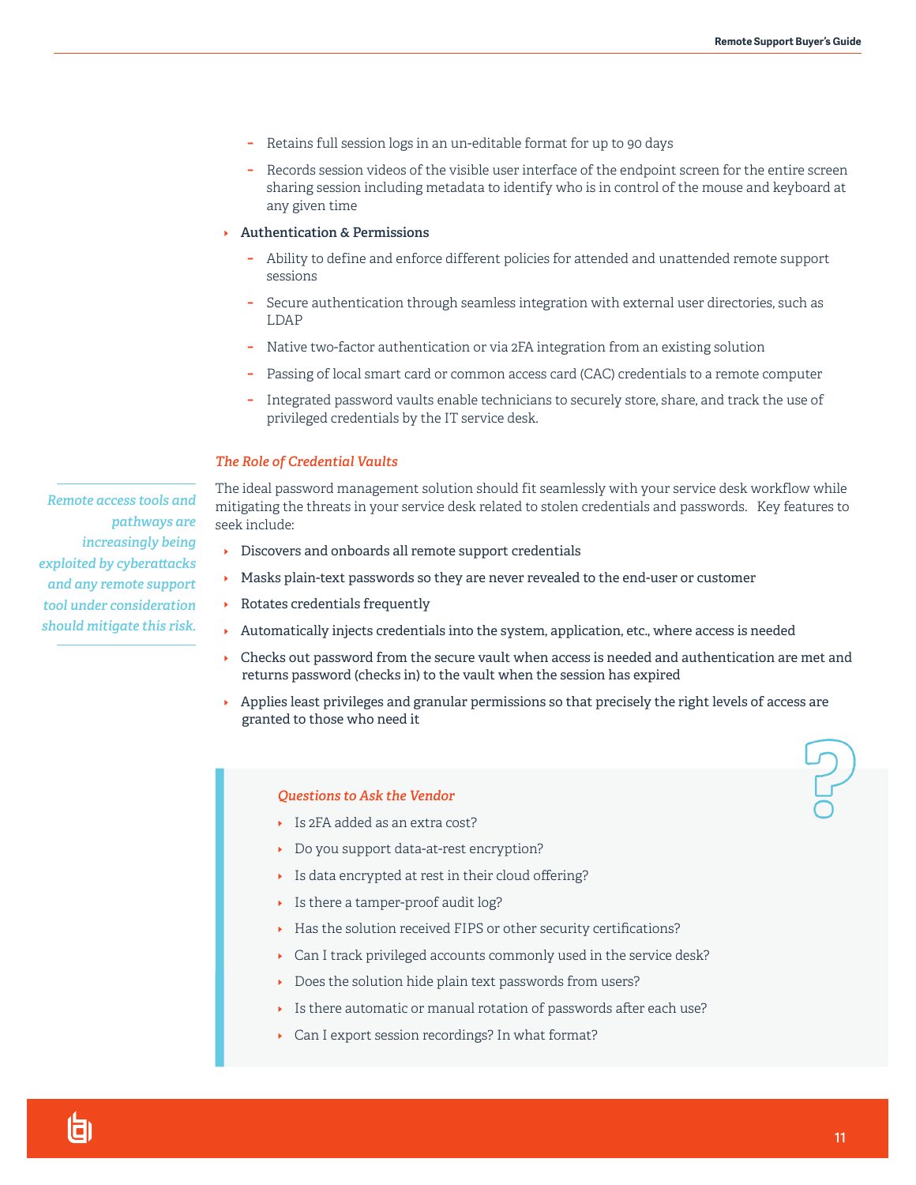- Retains full session logs in an un-editable format for up to 90 days
- Records session videos of the visible user interface of the endpoint screen for the entire screen sharing session including metadata to identify who is in control of the mouse and keyboard at any given time

- **Authentication & Permissions**
  - Ability to define and enforce different policies for attended and unattended remote support sessions
  - Secure authentication through seamless integration with external user directories, such as LDAP
  - Native two-factor authentication or via 2FA integration from an existing solution
  - Passing of local smart card or common access card (CAC) credentials to a remote computer
  - Integrated password vaults enable technicians to securely store, share, and track the use of privileged credentials by the IT service desk.

### *The Role of Credential Vaults*

*Remote access tools and pathways are increasingly being exploited by cyberattacks and any remote support tool under consideration should mitigate this risk.*

The ideal password management solution should fit seamlessly with your service desk workflow while mitigating the threats in your service desk related to stolen credentials and passwords. Key features to seek include:

- Discovers and onboards all remote support credentials
- Masks plain-text passwords so they are never revealed to the end-user or customer
- Rotates credentials frequently
- Automatically injects credentials into the system, application, etc., where access is needed
- Checks out password from the secure vault when access is needed and authentication are met and returns password (checks in) to the vault when the session has expired
- Applies least privileges and granular permissions so that precisely the right levels of access are granted to those who need it

#### *Questions to Ask the Vendor*

- Is 2FA added as an extra cost?
- Do you support data-at-rest encryption?
- Is data encrypted at rest in their cloud offering?
- Is there a tamper-proof audit log?
- Has the solution received FIPS or other security certifications?
- Can I track privileged accounts commonly used in the service desk?
- Does the solution hide plain text passwords from users?
- Is there automatic or manual rotation of passwords after each use?
- Can I export session recordings? In what format?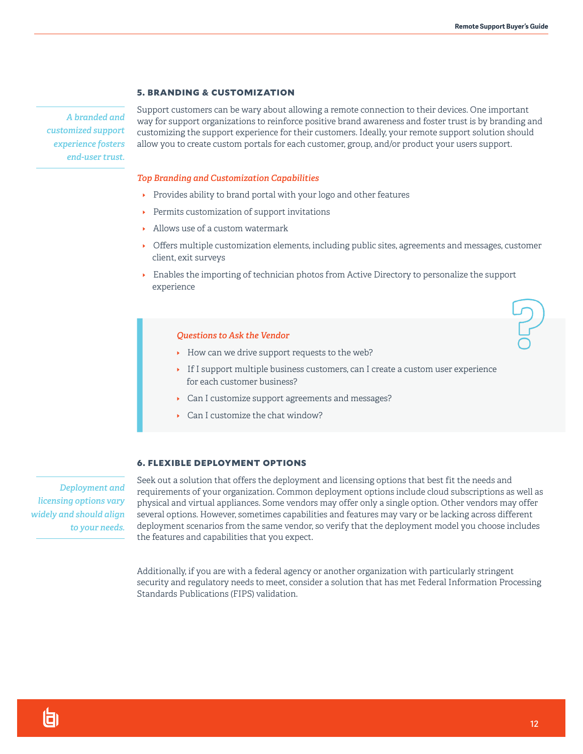## 5. BRANDING & CUSTOMIZATION

*A branded and customized support experience fosters end-user trust.*

Support customers can be wary about allowing a remote connection to their devices. One important way for support organizations to reinforce positive brand awareness and foster trust is by branding and customizing the support experience for their customers. Ideally, your remote support solution should allow you to create custom portals for each customer, group, and/or product your users support.

*Top Branding and Customization Capabilities*

- Provides ability to brand portal with your logo and other features
- Permits customization of support invitations
- Allows use of a custom watermark
- Offers multiple customization elements, including public sites, agreements and messages, customer client, exit surveys
- Enables the importing of technician photos from Active Directory to personalize the support experience

*Questions to Ask the Vendor*

- How can we drive support requests to the web?
- If I support multiple business customers, can I create a custom user experience for each customer business?
- Can I customize support agreements and messages?
- Can I customize the chat window?

## 6. FLEXIBLE DEPLOYMENT OPTIONS

*Deployment and licensing options vary widely and should align to your needs.*

Seek out a solution that offers the deployment and licensing options that best fit the needs and requirements of your organization. Common deployment options include cloud subscriptions as well as physical and virtual appliances. Some vendors may offer only a single option. Other vendors may offer several options. However, sometimes capabilities and features may vary or be lacking across different deployment scenarios from the same vendor, so verify that the deployment model you choose includes the features and capabilities that you expect.

Additionally, if you are with a federal agency or another organization with particularly stringent security and regulatory needs to meet, consider a solution that has met Federal Information Processing Standards Publications (FIPS) validation.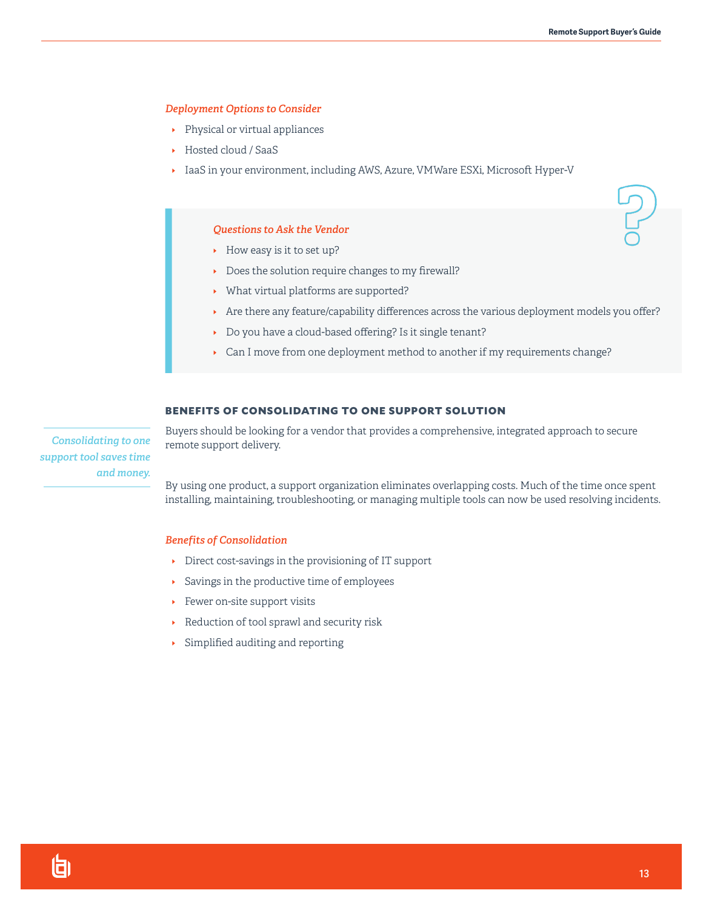*Deployment Options to Consider*

- Physical or virtual appliances
- Hosted cloud / SaaS
- IaaS in your environment, including AWS, Azure, VMWare ESXi, Microsoft Hyper-V

> *Questions to Ask the Vendor*
>
> - How easy is it to set up?
> - Does the solution require changes to my firewall?
> - What virtual platforms are supported?
> - Are there any feature/capability differences across the various deployment models you offer?
> - Do you have a cloud-based offering? Is it single tenant?
> - Can I move from one deployment method to another if my requirements change?

## BENEFITS OF CONSOLIDATING TO ONE SUPPORT SOLUTION

*Consolidating to one support tool saves time and money.*

Buyers should be looking for a vendor that provides a comprehensive, integrated approach to secure remote support delivery.

By using one product, a support organization eliminates overlapping costs. Much of the time once spent installing, maintaining, troubleshooting, or managing multiple tools can now be used resolving incidents.

*Benefits of Consolidation*

- Direct cost-savings in the provisioning of IT support
- Savings in the productive time of employees
- Fewer on-site support visits
- Reduction of tool sprawl and security risk
- Simplified auditing and reporting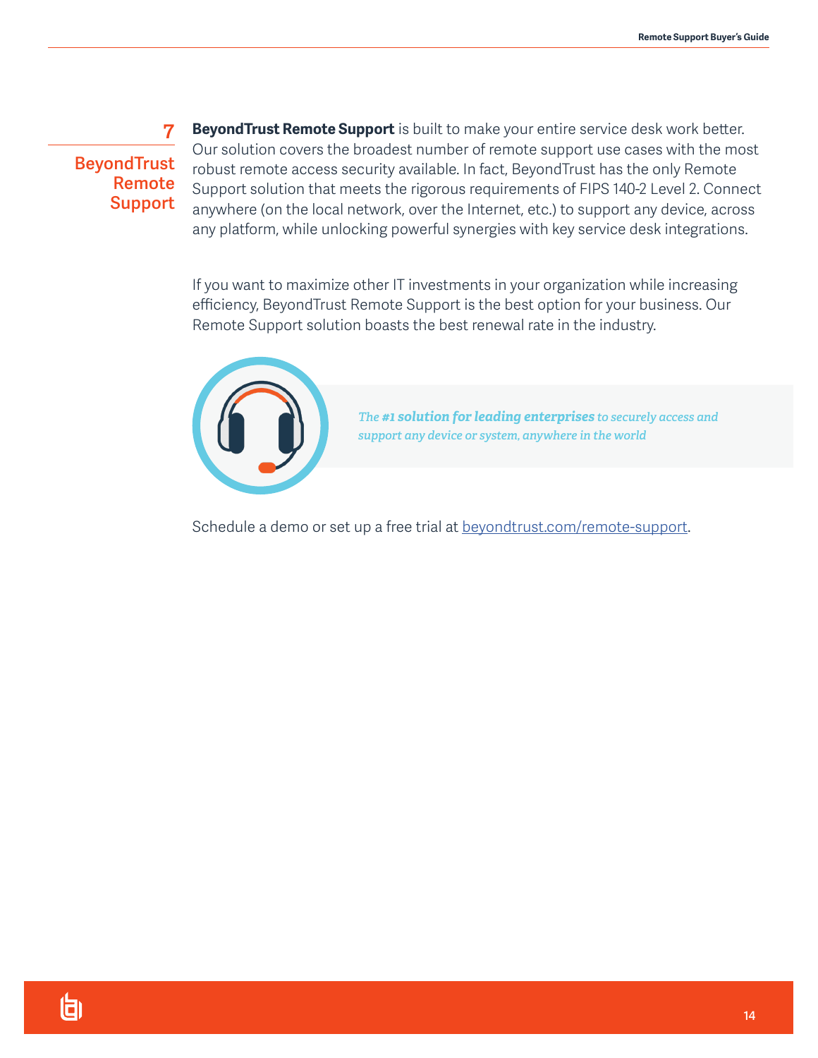## 7 BeyondTrust Remote Support

**BeyondTrust Remote Support** is built to make your entire service desk work better. Our solution covers the broadest number of remote support use cases with the most robust remote access security available. In fact, BeyondTrust has the only Remote Support solution that meets the rigorous requirements of FIPS 140-2 Level 2. Connect anywhere (on the local network, over the Internet, etc.) to support any device, across any platform, while unlocking powerful synergies with key service desk integrations.

If you want to maximize other IT investments in your organization while increasing efficiency, BeyondTrust Remote Support is the best option for your business. Our Remote Support solution boasts the best renewal rate in the industry.

*The **#1 solution for leading enterprises** to securely access and support any device or system, anywhere in the world*

Schedule a demo or set up a free trial at [beyondtrust.com/remote-support](beyondtrust.com/remote-support).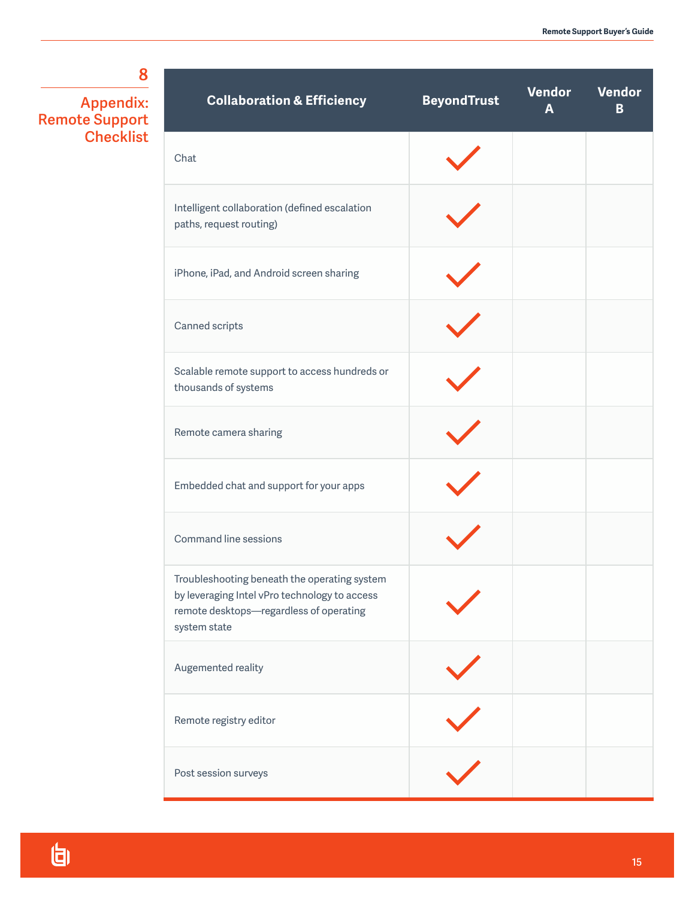## 8

## Appendix: Remote Support Checklist

| Collaboration & Efficiency | BeyondTrust | Vendor A | Vendor B |
|---|---|---|---|
| Chat | ✓ | | |
| Intelligent collaboration (defined escalation paths, request routing) | ✓ | | |
| iPhone, iPad, and Android screen sharing | ✓ | | |
| Canned scripts | ✓ | | |
| Scalable remote support to access hundreds or thousands of systems | ✓ | | |
| Remote camera sharing | ✓ | | |
| Embedded chat and support for your apps | ✓ | | |
| Command line sessions | ✓ | | |
| Troubleshooting beneath the operating system by leveraging Intel vPro technology to access remote desktops—regardless of operating system state | ✓ | | |
| Augemented reality | ✓ | | |
| Remote registry editor | ✓ | | |
| Post session surveys | ✓ | | |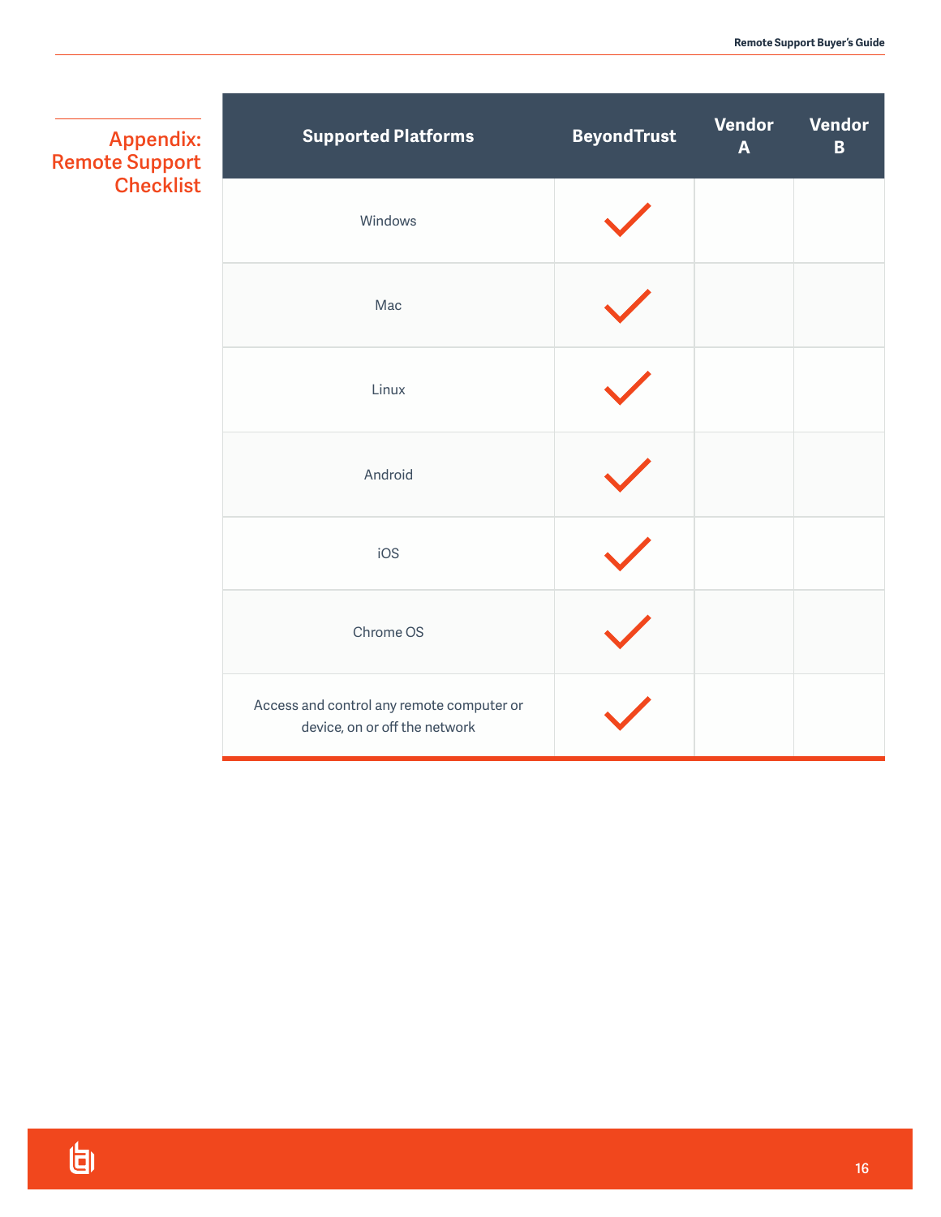## Appendix: Remote Support Checklist

| Supported Platforms | BeyondTrust | Vendor A | Vendor B |
|---|---|---|---|
| Windows | ✓ | | |
| Mac | ✓ | | |
| Linux | ✓ | | |
| Android | ✓ | | |
| iOS | ✓ | | |
| Chrome OS | ✓ | | |
| Access and control any remote computer or device, on or off the network | ✓ | | |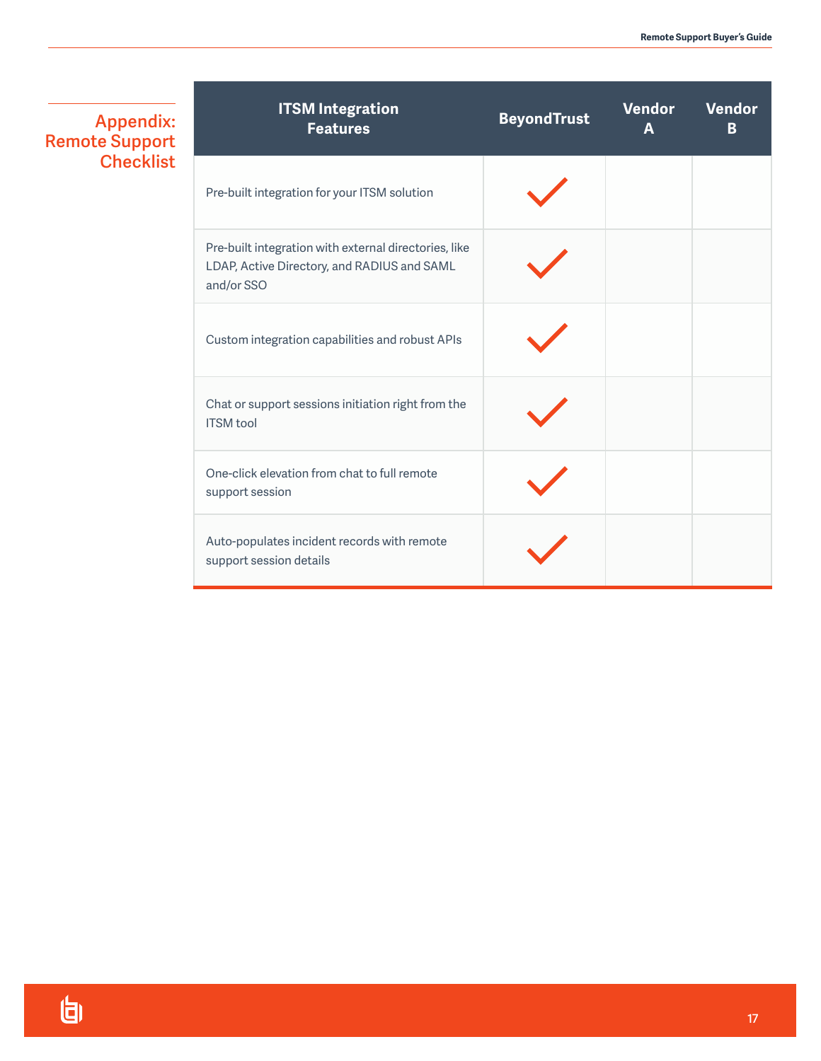## Appendix: Remote Support Checklist

| ITSM Integration Features | BeyondTrust | Vendor A | Vendor B |
|---|---|---|---|
| Pre-built integration for your ITSM solution | ✓ | | |
| Pre-built integration with external directories, like LDAP, Active Directory, and RADIUS and SAML and/or SSO | ✓ | | |
| Custom integration capabilities and robust APIs | ✓ | | |
| Chat or support sessions initiation right from the ITSM tool | ✓ | | |
| One-click elevation from chat to full remote support session | ✓ | | |
| Auto-populates incident records with remote support session details | ✓ | | |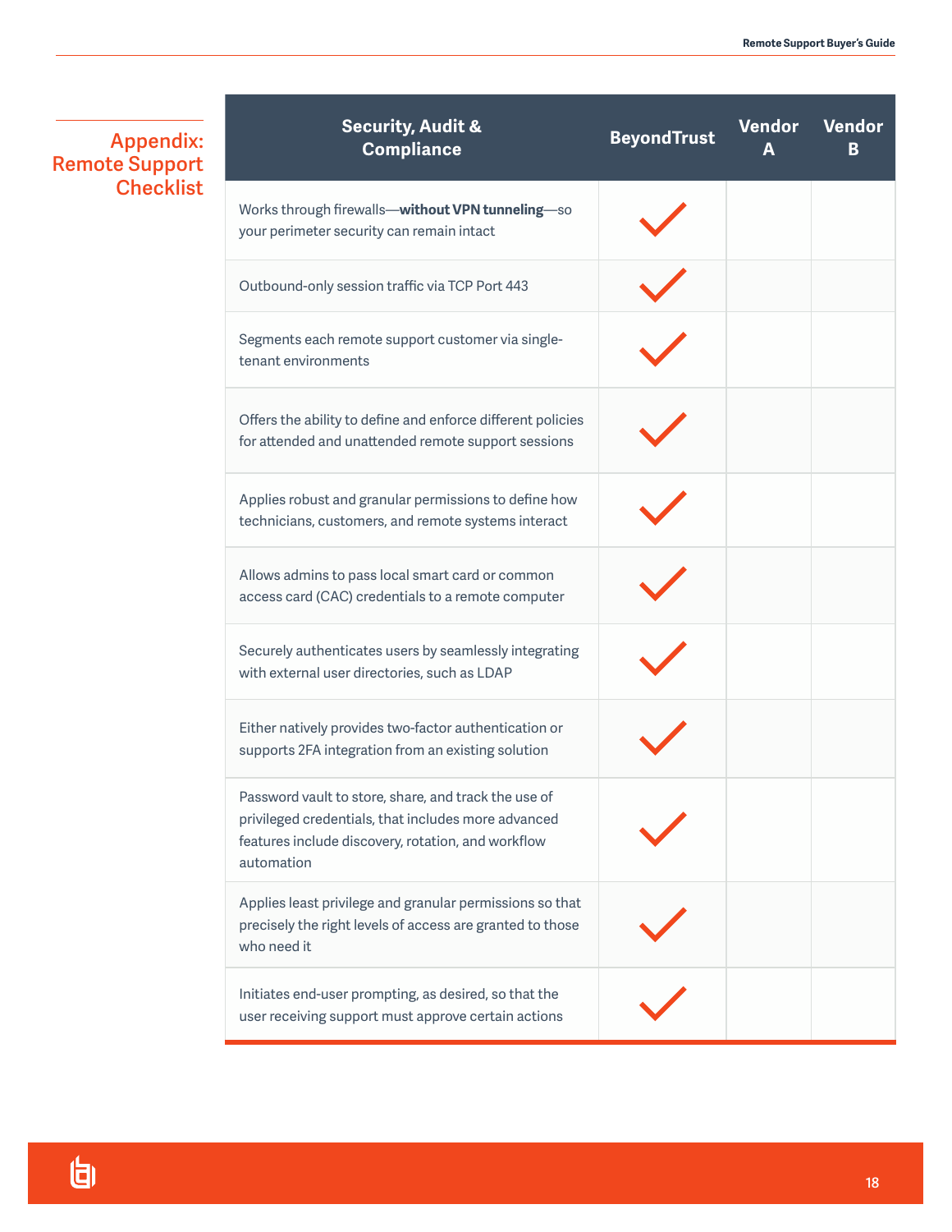## Appendix: Remote Support Checklist

| Security, Audit & Compliance | BeyondTrust | Vendor A | Vendor B |
|---|---|---|---|
| Works through firewalls—**without VPN tunneling**—so your perimeter security can remain intact | ✓ | | |
| Outbound-only session traffic via TCP Port 443 | ✓ | | |
| Segments each remote support customer via single-tenant environments | ✓ | | |
| Offers the ability to define and enforce different policies for attended and unattended remote support sessions | ✓ | | |
| Applies robust and granular permissions to define how technicians, customers, and remote systems interact | ✓ | | |
| Allows admins to pass local smart card or common access card (CAC) credentials to a remote computer | ✓ | | |
| Securely authenticates users by seamlessly integrating with external user directories, such as LDAP | ✓ | | |
| Either natively provides two-factor authentication or supports 2FA integration from an existing solution | ✓ | | |
| Password vault to store, share, and track the use of privileged credentials, that includes more advanced features include discovery, rotation, and workflow automation | ✓ | | |
| Applies least privilege and granular permissions so that precisely the right levels of access are granted to those who need it | ✓ | | |
| Initiates end-user prompting, as desired, so that the user receiving support must approve certain actions | ✓ | | |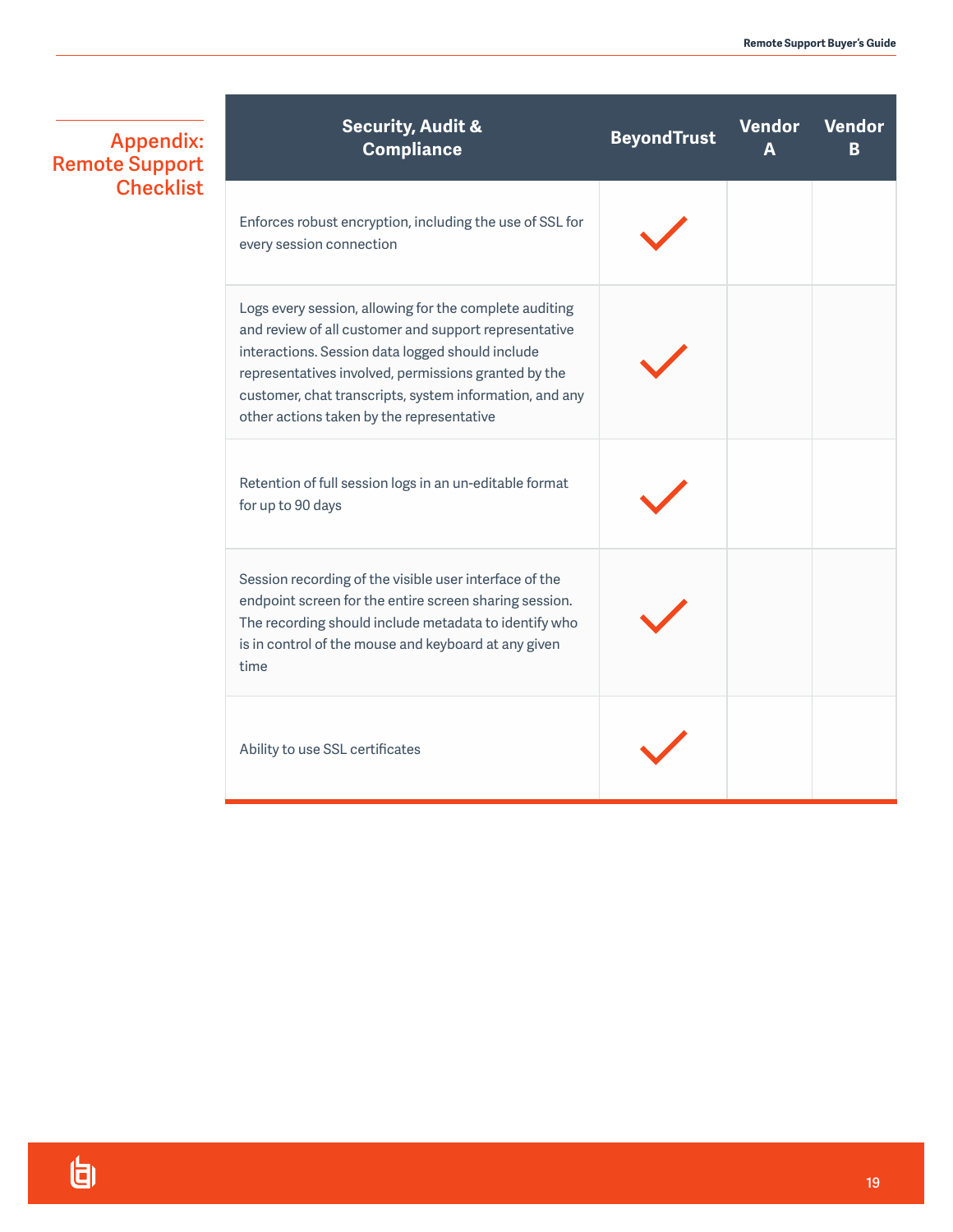## Appendix: Remote Support Checklist

| Security, Audit & Compliance | BeyondTrust | Vendor A | Vendor B |
|---|---|---|---|
| Enforces robust encryption, including the use of SSL for every session connection | ✓ | | |
| Logs every session, allowing for the complete auditing and review of all customer and support representative interactions. Session data logged should include representatives involved, permissions granted by the customer, chat transcripts, system information, and any other actions taken by the representative | ✓ | | |
| Retention of full session logs in an un-editable format for up to 90 days | ✓ | | |
| Session recording of the visible user interface of the endpoint screen for the entire screen sharing session. The recording should include metadata to identify who is in control of the mouse and keyboard at any given time | ✓ | | |
| Ability to use SSL certificates | ✓ | | |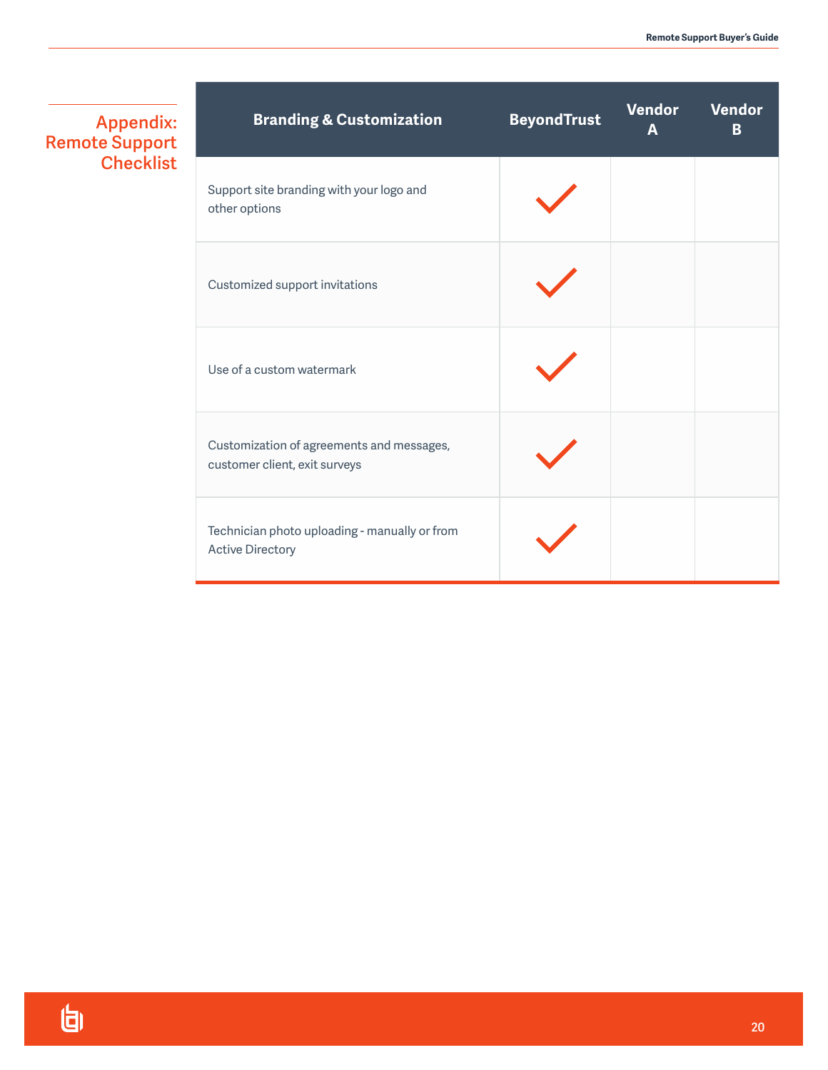## Appendix: Remote Support Checklist

| Branding & Customization | BeyondTrust | Vendor A | Vendor B |
|---|---|---|---|
| Support site branding with your logo and other options | ✓ | | |
| Customized support invitations | ✓ | | |
| Use of a custom watermark | ✓ | | |
| Customization of agreements and messages, customer client, exit surveys | ✓ | | |
| Technician photo uploading - manually or from Active Directory | ✓ | | |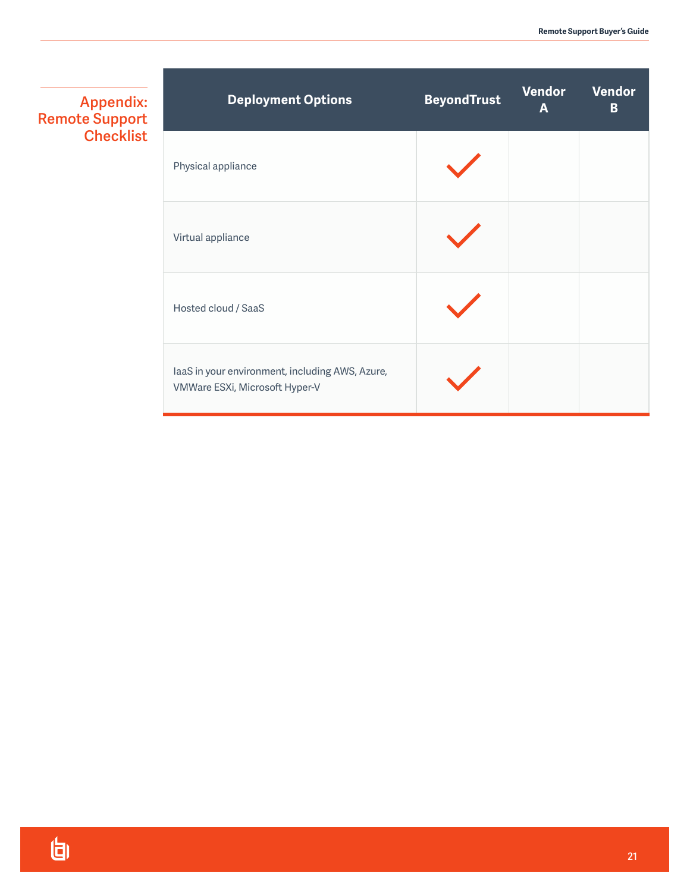## Appendix: Remote Support Checklist

| Deployment Options | BeyondTrust | Vendor A | Vendor B |
|---|---|---|---|
| Physical appliance | ✓ | | |
| Virtual appliance | ✓ | | |
| Hosted cloud / SaaS | ✓ | | |
| IaaS in your environment, including AWS, Azure, VMWare ESXi, Microsoft Hyper-V | ✓ | | |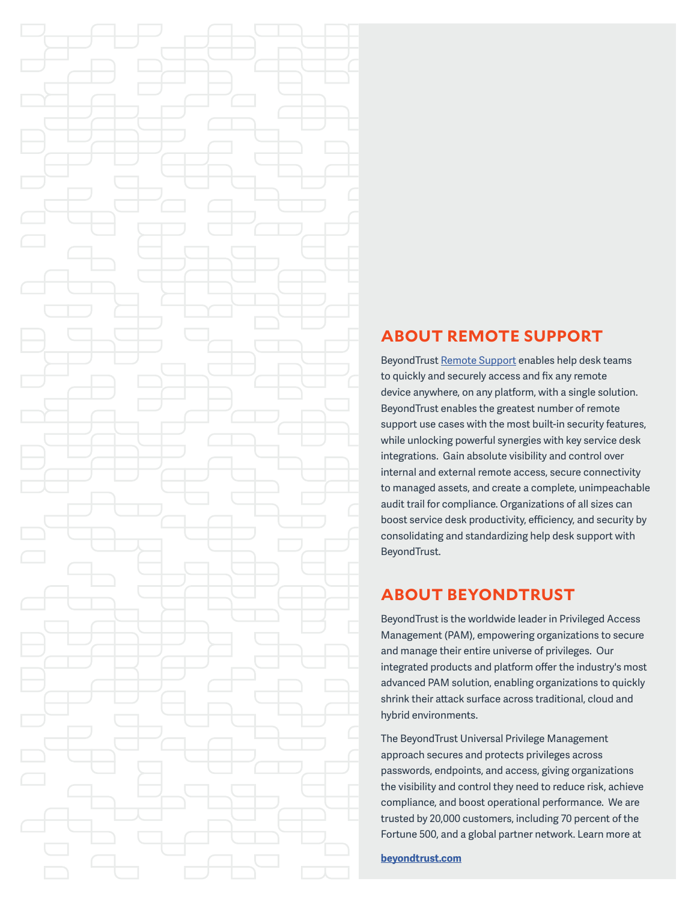## ABOUT REMOTE SUPPORT

BeyondTrust Remote Support enables help desk teams to quickly and securely access and fix any remote device anywhere, on any platform, with a single solution. BeyondTrust enables the greatest number of remote support use cases with the most built-in security features, while unlocking powerful synergies with key service desk integrations. Gain absolute visibility and control over internal and external remote access, secure connectivity to managed assets, and create a complete, unimpeachable audit trail for compliance. Organizations of all sizes can boost service desk productivity, efficiency, and security by consolidating and standardizing help desk support with BeyondTrust.

## ABOUT BEYONDTRUST

BeyondTrust is the worldwide leader in Privileged Access Management (PAM), empowering organizations to secure and manage their entire universe of privileges. Our integrated products and platform offer the industry's most advanced PAM solution, enabling organizations to quickly shrink their attack surface across traditional, cloud and hybrid environments.

The BeyondTrust Universal Privilege Management approach secures and protects privileges across passwords, endpoints, and access, giving organizations the visibility and control they need to reduce risk, achieve compliance, and boost operational performance. We are trusted by 20,000 customers, including 70 percent of the Fortune 500, and a global partner network. Learn more at

**beyondtrust.com**